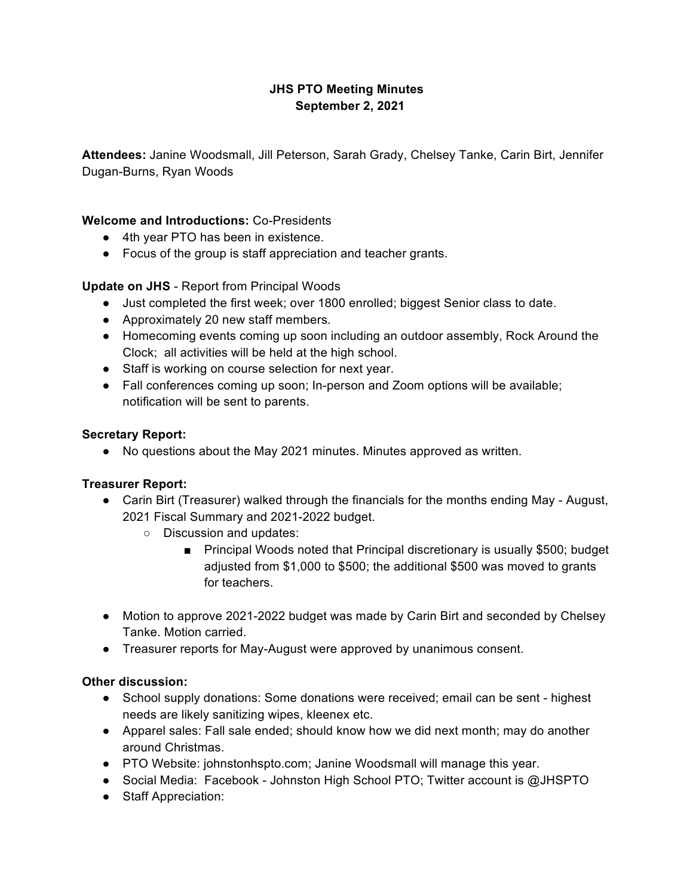# JHS PTO Meeting Minutes
## September 2, 2021

**Attendees:** Janine Woodsmall, Jill Peterson, Sarah Grady, Chelsey Tanke, Carin Birt, Jennifer Dugan-Burns, Ryan Woods

**Welcome and Introductions:** Co-Presidents

- 4th year PTO has been in existence.
- Focus of the group is staff appreciation and teacher grants.

**Update on JHS** - Report from Principal Woods

- Just completed the first week; over 1800 enrolled; biggest Senior class to date.
- Approximately 20 new staff members.
- Homecoming events coming up soon including an outdoor assembly, Rock Around the Clock; all activities will be held at the high school.
- Staff is working on course selection for next year.
- Fall conferences coming up soon; In-person and Zoom options will be available; notification will be sent to parents.

**Secretary Report:**

- No questions about the May 2021 minutes. Minutes approved as written.

**Treasurer Report:**

- Carin Birt (Treasurer) walked through the financials for the months ending May - August, 2021 Fiscal Summary and 2021-2022 budget.
    - Discussion and updates:
        - Principal Woods noted that Principal discretionary is usually $500; budget adjusted from $1,000 to $500; the additional $500 was moved to grants for teachers.
- Motion to approve 2021-2022 budget was made by Carin Birt and seconded by Chelsey Tanke. Motion carried.
- Treasurer reports for May-August were approved by unanimous consent.

**Other discussion:**

- School supply donations: Some donations were received; email can be sent - highest needs are likely sanitizing wipes, kleenex etc.
- Apparel sales: Fall sale ended; should know how we did next month; may do another around Christmas.
- PTO Website: johnstonhspto.com; Janine Woodsmall will manage this year.
- Social Media: Facebook - Johnston High School PTO; Twitter account is @JHSPTO
- Staff Appreciation: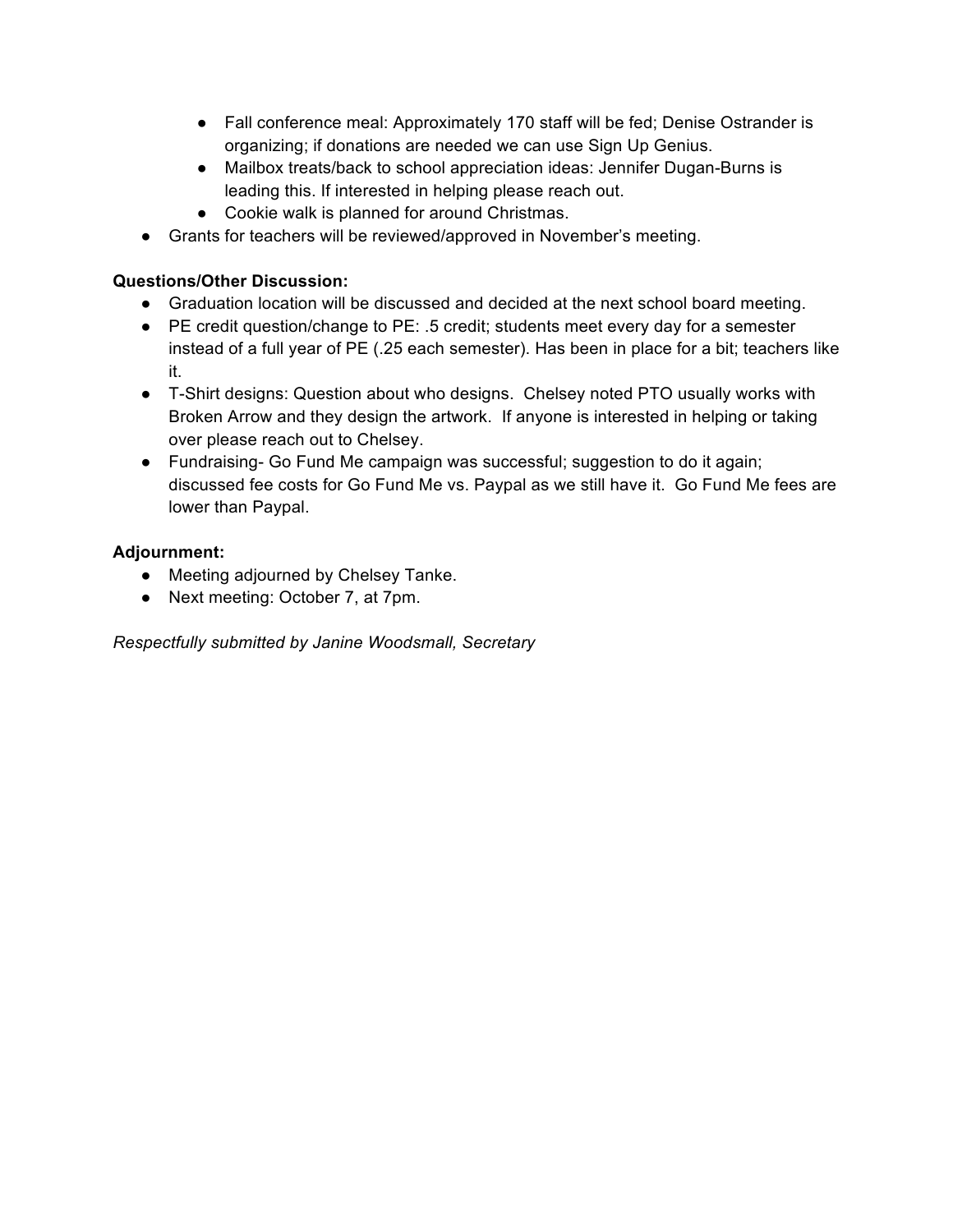- Fall conference meal: Approximately 170 staff will be fed; Denise Ostrander is organizing; if donations are needed we can use Sign Up Genius.
    - Mailbox treats/back to school appreciation ideas: Jennifer Dugan-Burns is leading this. If interested in helping please reach out.
    - Cookie walk is planned for around Christmas.
- Grants for teachers will be reviewed/approved in November's meeting.

**Questions/Other Discussion:**

- Graduation location will be discussed and decided at the next school board meeting.
- PE credit question/change to PE: .5 credit; students meet every day for a semester instead of a full year of PE (.25 each semester). Has been in place for a bit; teachers like it.
- T-Shirt designs: Question about who designs. Chelsey noted PTO usually works with Broken Arrow and they design the artwork. If anyone is interested in helping or taking over please reach out to Chelsey.
- Fundraising- Go Fund Me campaign was successful; suggestion to do it again; discussed fee costs for Go Fund Me vs. Paypal as we still have it. Go Fund Me fees are lower than Paypal.

**Adjournment:**

- Meeting adjourned by Chelsey Tanke.
- Next meeting: October 7, at 7pm.

*Respectfully submitted by Janine Woodsmall, Secretary*